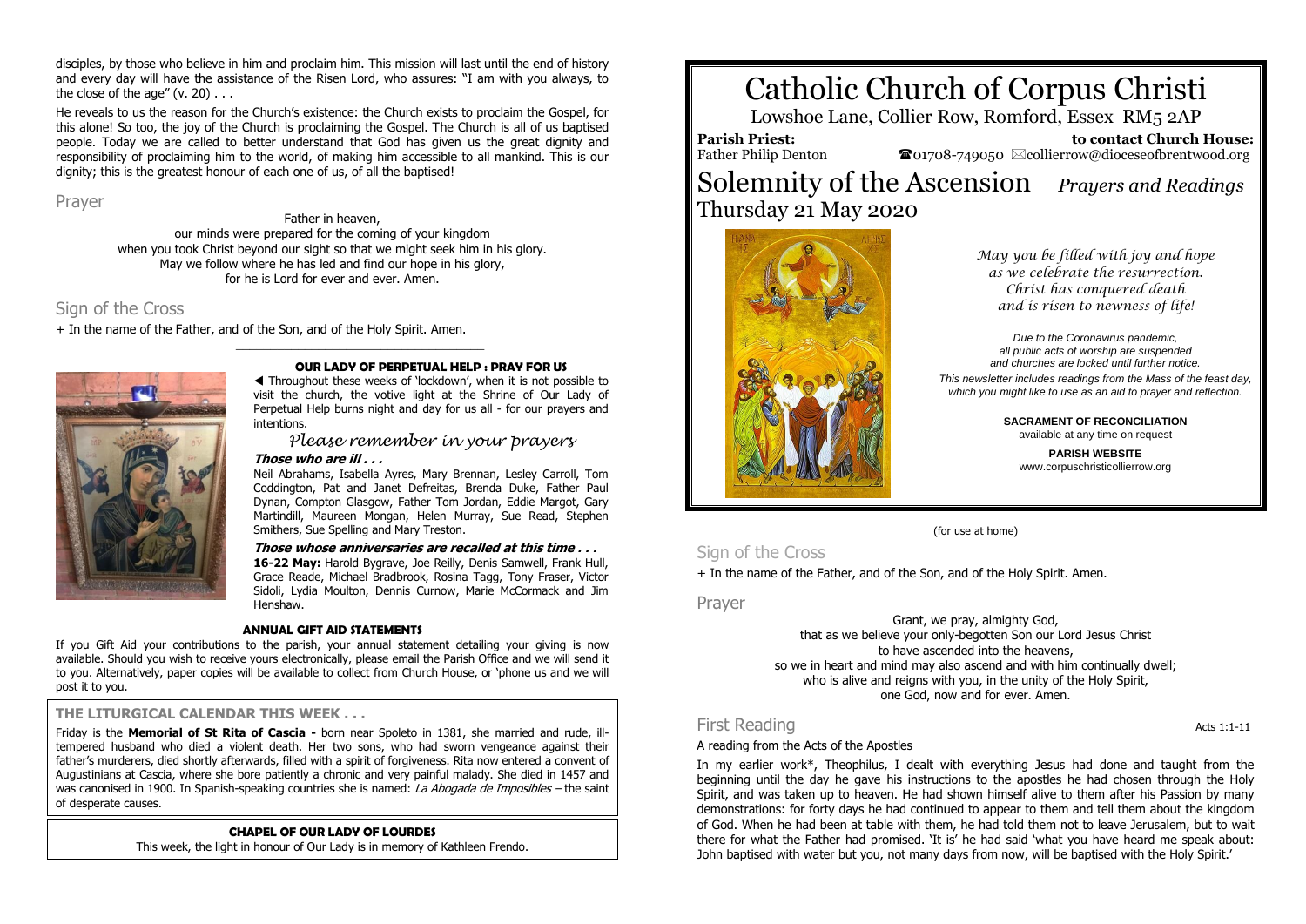disciples, by those who believe in him and proclaim him. This mission will last until the end of history and every day will have the assistance of the Risen Lord, who assures: "I am with you always, to the close of the age" (v. 20) . . .

He reveals to us the reason for the Church's existence: the Church exists to proclaim the Gospel, for this alone! So too, the joy of the Church is proclaiming the Gospel. The Church is all of us baptised people. Today we are called to better understand that God has given us the great dignity and responsibility of proclaiming him to the world, of making him accessible to all mankind. This is our dignity; this is the greatest honour of each one of us, of all the baptised!

## Prayer

Father in heaven,
our minds were prepared for the coming of your kingdom
when you took Christ beyond our sight so that we might seek him in his glory.
May we follow where he has led and find our hope in his glory,
for he is Lord for ever and ever. Amen.

## Sign of the Cross

+ In the name of the Father, and of the Son, and of the Holy Spirit. Amen.

---

### OUR LADY OF PERPETUAL HELP : PRAY FOR US

◀ Throughout these weeks of 'lockdown', when it is not possible to visit the church, the votive light at the Shrine of Our Lady of Perpetual Help burns night and day for us all - for our prayers and intentions.

*Please remember in your prayers*

***Those who are ill . . .***

Neil Abrahams, Isabella Ayres, Mary Brennan, Lesley Carroll, Tom Coddington, Pat and Janet Defreitas, Brenda Duke, Father Paul Dynan, Compton Glasgow, Father Tom Jordan, Eddie Margot, Gary Martindill, Maureen Mongan, Helen Murray, Sue Read, Stephen Smithers, Sue Spelling and Mary Treston.

***Those whose anniversaries are recalled at this time . . .***

**16-22 May:** Harold Bygrave, Joe Reilly, Denis Samwell, Frank Hull, Grace Reade, Michael Bradbrook, Rosina Tagg, Tony Fraser, Victor Sidoli, Lydia Moulton, Dennis Curnow, Marie McCormack and Jim Henshaw.

### ANNUAL GIFT AID STATEMENTS

If you Gift Aid your contributions to the parish, your annual statement detailing your giving is now available. Should you wish to receive yours electronically, please email the Parish Office and we will send it to you. Alternatively, paper copies will be available to collect from Church House, or 'phone us and we will post it to you.

### THE LITURGICAL CALENDAR THIS WEEK . . .

Friday is the **Memorial of St Rita of Cascia -** born near Spoleto in 1381, she married and rude, ill-tempered husband who died a violent death. Her two sons, who had sworn vengeance against their father's murderers, died shortly afterwards, filled with a spirit of forgiveness. Rita now entered a convent of Augustinians at Cascia, where she bore patiently a chronic and very painful malady. She died in 1457 and was canonised in 1900. In Spanish-speaking countries she is named: *La Abogada de Imposibles* – the saint of desperate causes.

### CHAPEL OF OUR LADY OF LOURDES

This week, the light in honour of Our Lady is in memory of Kathleen Frendo.

# Catholic Church of Corpus Christi

Lowshoe Lane, Collier Row, Romford, Essex RM5 2AP

**Parish Priest:** Father Philip Denton

**to contact Church House:** ☎01708-749050 ✉collierrow@dioceseofbrentwood.org

# Solemnity of the Ascension *Prayers and Readings*

## Thursday 21 May 2020

*May you be filled with joy and hope as we celebrate the resurrection. Christ has conquered death and is risen to newness of life!*

*Due to the Coronavirus pandemic, all public acts of worship are suspended and churches are locked until further notice.*

*This newsletter includes readings from the Mass of the feast day, which you might like to use as an aid to prayer and reflection.*

**SACRAMENT OF RECONCILIATION**
available at any time on request

**PARISH WEBSITE**
www.corpuschristicollierrow.org

(for use at home)

## Sign of the Cross

+ In the name of the Father, and of the Son, and of the Holy Spirit. Amen.

## Prayer

Grant, we pray, almighty God,
that as we believe your only-begotten Son our Lord Jesus Christ
to have ascended into the heavens,
so we in heart and mind may also ascend and with him continually dwell;
who is alive and reigns with you, in the unity of the Holy Spirit,
one God, now and for ever. Amen.

## First Reading

Acts 1:1-11

A reading from the Acts of the Apostles

In my earlier work*, Theophilus, I dealt with everything Jesus had done and taught from the beginning until the day he gave his instructions to the apostles he had chosen through the Holy Spirit, and was taken up to heaven. He had shown himself alive to them after his Passion by many demonstrations: for forty days he had continued to appear to them and tell them about the kingdom of God. When he had been at table with them, he had told them not to leave Jerusalem, but to wait there for what the Father had promised. 'It is' he had said 'what you have heard me speak about: John baptised with water but you, not many days from now, will be baptised with the Holy Spirit.'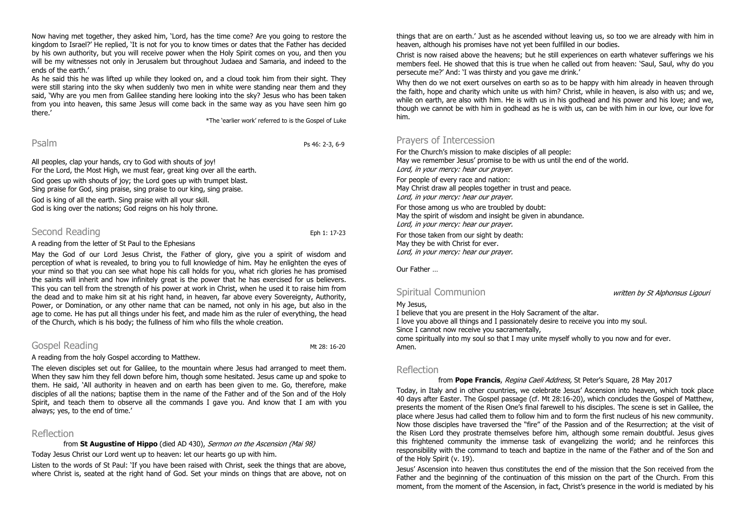Now having met together, they asked him, 'Lord, has the time come? Are you going to restore the kingdom to Israel?' He replied, 'It is not for you to know times or dates that the Father has decided by his own authority, but you will receive power when the Holy Spirit comes on you, and then you will be my witnesses not only in Jerusalem but throughout Judaea and Samaria, and indeed to the ends of the earth.'

As he said this he was lifted up while they looked on, and a cloud took him from their sight. They were still staring into the sky when suddenly two men in white were standing near them and they said, 'Why are you men from Galilee standing here looking into the sky? Jesus who has been taken from you into heaven, this same Jesus will come back in the same way as you have seen him go there.'

*The 'earlier work' referred to is the Gospel of Luke

## Psalm

Ps 46: 2-3, 6-9

All peoples, clap your hands, cry to God with shouts of joy!
For the Lord, the Most High, we must fear, great king over all the earth.

God goes up with shouts of joy; the Lord goes up with trumpet blast.
Sing praise for God, sing praise, sing praise to our king, sing praise.

God is king of all the earth. Sing praise with all your skill.
God is king over the nations; God reigns on his holy throne.

## Second Reading

Eph 1: 17-23

A reading from the letter of St Paul to the Ephesians

May the God of our Lord Jesus Christ, the Father of glory, give you a spirit of wisdom and perception of what is revealed, to bring you to full knowledge of him. May he enlighten the eyes of your mind so that you can see what hope his call holds for you, what rich glories he has promised the saints will inherit and how infinitely great is the power that he has exercised for us believers. This you can tell from the strength of his power at work in Christ, when he used it to raise him from the dead and to make him sit at his right hand, in heaven, far above every Sovereignty, Authority, Power, or Domination, or any other name that can be named, not only in his age, but also in the age to come. He has put all things under his feet, and made him as the ruler of everything, the head of the Church, which is his body; the fullness of him who fills the whole creation.

## Gospel Reading

Mt 28: 16-20

A reading from the holy Gospel according to Matthew.

The eleven disciples set out for Galilee, to the mountain where Jesus had arranged to meet them. When they saw him they fell down before him, though some hesitated. Jesus came up and spoke to them. He said, 'All authority in heaven and on earth has been given to me. Go, therefore, make disciples of all the nations; baptise them in the name of the Father and of the Son and of the Holy Spirit, and teach them to observe all the commands I gave you. And know that I am with you always; yes, to the end of time.'

## Reflection

from **St Augustine of Hippo** (died AD 430), *Sermon on the Ascension (Mai 98)*

Today Jesus Christ our Lord went up to heaven: let our hearts go up with him.

Listen to the words of St Paul: 'If you have been raised with Christ, seek the things that are above, where Christ is, seated at the right hand of God. Set your minds on things that are above, not on things that are on earth.' Just as he ascended without leaving us, so too we are already with him in heaven, although his promises have not yet been fulfilled in our bodies.

Christ is now raised above the heavens; but he still experiences on earth whatever sufferings we his members feel. He showed that this is true when he called out from heaven: 'Saul, Saul, why do you persecute me?' And: 'I was thirsty and you gave me drink.'

Why then do we not exert ourselves on earth so as to be happy with him already in heaven through the faith, hope and charity which unite us with him? Christ, while in heaven, is also with us; and we, while on earth, are also with him. He is with us in his godhead and his power and his love; and we, though we cannot be with him in godhead as he is with us, can be with him in our love, our love for him.

## Prayers of Intercession

For the Church's mission to make disciples of all people:
May we remember Jesus' promise to be with us until the end of the world.
*Lord, in your mercy: hear our prayer.*

For people of every race and nation:
May Christ draw all peoples together in trust and peace.
*Lord, in your mercy: hear our prayer.*

For those among us who are troubled by doubt:
May the spirit of wisdom and insight be given in abundance.
*Lord, in your mercy: hear our prayer.*

For those taken from our sight by death:
May they be with Christ for ever.
*Lord, in your mercy: hear our prayer.*

Our Father …

## Spiritual Communion

*written by St Alphonsus Ligouri*

My Jesus,
I believe that you are present in the Holy Sacrament of the altar.
I love you above all things and I passionately desire to receive you into my soul.
Since I cannot now receive you sacramentally,
come spiritually into my soul so that I may unite myself wholly to you now and for ever.
Amen.

## Reflection

from **Pope Francis**, *Regina Caeli Address,* St Peter's Square, 28 May 2017

Today, in Italy and in other countries, we celebrate Jesus' Ascension into heaven, which took place 40 days after Easter. The Gospel passage (cf. Mt 28:16-20), which concludes the Gospel of Matthew, presents the moment of the Risen One's final farewell to his disciples. The scene is set in Galilee, the place where Jesus had called them to follow him and to form the first nucleus of his new community. Now those disciples have traversed the "fire" of the Passion and of the Resurrection; at the visit of the Risen Lord they prostrate themselves before him, although some remain doubtful. Jesus gives this frightened community the immense task of evangelizing the world; and he reinforces this responsibility with the command to teach and baptize in the name of the Father and of the Son and of the Holy Spirit (v. 19).

Jesus' Ascension into heaven thus constitutes the end of the mission that the Son received from the Father and the beginning of the continuation of this mission on the part of the Church. From this moment, from the moment of the Ascension, in fact, Christ's presence in the world is mediated by his